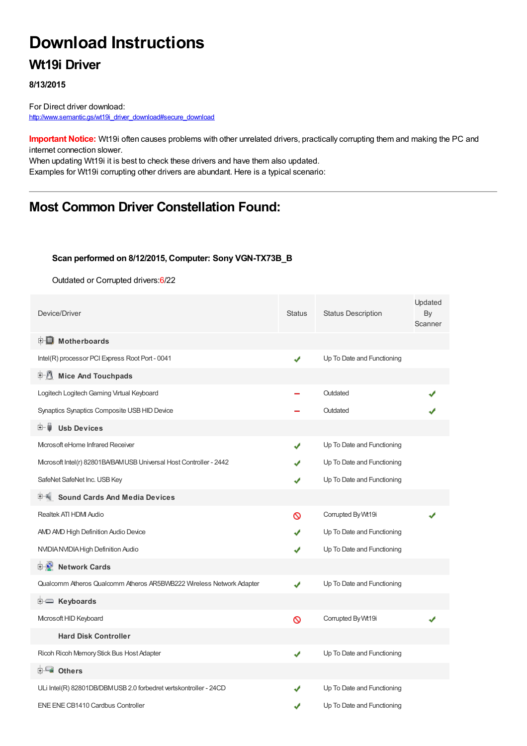# Download Instructions

## Wt19i Driver

**8/13/2015**

For Direct driver download:
http://www.semantic.gs/wt19i_driver_download#secure_download

**Important Notice:** Wt19i often causes problems with other unrelated drivers, practically corrupting them and making the PC and internet connection slower.
When updating Wt19i it is best to check these drivers and have them also updated.
Examples for Wt19i corrupting other drivers are abundant. Here is a typical scenario:

---

## Most Common Driver Constellation Found:

**Scan performed on 8/12/2015, Computer: Sony VGN-TX73B_B**

Outdated or Corrupted drivers:6/22

| Device/Driver | Status | Status Description | Updated By Scanner |
|---|---|---|---|
| **Motherboards** | | | |
| Intel(R) processor PCI Express Root Port - 0041 | ✔ | Up To Date and Functioning | |
| **Mice And Touchpads** | | | |
| Logitech Logitech Gaming Virtual Keyboard | – | Outdated | ✔ |
| Synaptics Synaptics Composite USB HID Device | – | Outdated | ✔ |
| **Usb Devices** | | | |
| Microsoft eHome Infrared Receiver | ✔ | Up To Date and Functioning | |
| Microsoft Intel(r) 82801BA/BAM USB Universal Host Controller - 2442 | ✔ | Up To Date and Functioning | |
| SafeNet SafeNet Inc. USB Key | ✔ | Up To Date and Functioning | |
| **Sound Cards And Media Devices** | | | |
| Realtek ATI HDMI Audio | ⊘ | Corrupted By Wt19i | ✔ |
| AMD AMD High Definition Audio Device | ✔ | Up To Date and Functioning | |
| NVIDIA NVIDIA High Definition Audio | ✔ | Up To Date and Functioning | |
| **Network Cards** | | | |
| Qualcomm Atheros Qualcomm Atheros AR5BWB222 Wireless Network Adapter | ✔ | Up To Date and Functioning | |
| **Keyboards** | | | |
| Microsoft HID Keyboard | ⊘ | Corrupted By Wt19i | ✔ |
| **Hard Disk Controller** | | | |
| Ricoh Ricoh Memory Stick Bus Host Adapter | ✔ | Up To Date and Functioning | |
| **Others** | | | |
| ULi Intel(R) 82801DB/DBM USB 2.0 forbedret vertskontroller - 24CD | ✔ | Up To Date and Functioning | |
| ENE ENE CB1410 Cardbus Controller | ✔ | Up To Date and Functioning | |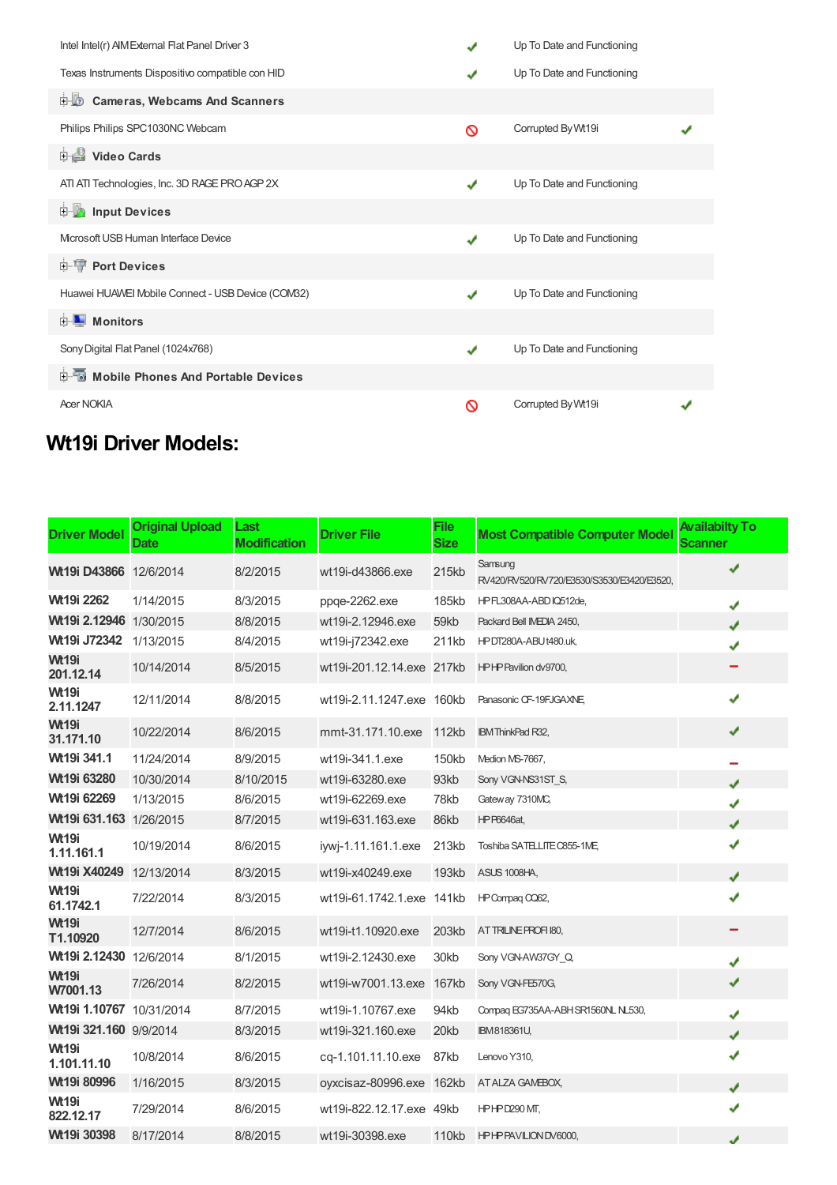| | | | |
|---|---|---|---|
| Intel Intel(r) AIM External Flat Panel Driver 3 | ✔ | Up To Date and Functioning | |
| Texas Instruments Dispositivo compatible con HID | ✔ | Up To Date and Functioning | |
| **Cameras, Webcams And Scanners** | | | |
| Philips Philips SPC1030NC Webcam | 🚫 | Corrupted By Wt19i | ✔ |
| **Video Cards** | | | |
| ATI ATI Technologies, Inc. 3D RAGE PRO AGP 2X | ✔ | Up To Date and Functioning | |
| **Input Devices** | | | |
| Microsoft USB Human Interface Device | ✔ | Up To Date and Functioning | |
| **Port Devices** | | | |
| Huawei HUAWEI Mobile Connect - USB Device (COM32) | ✔ | Up To Date and Functioning | |
| **Monitors** | | | |
| Sony Digital Flat Panel (1024x768) | ✔ | Up To Date and Functioning | |
| **Mobile Phones And Portable Devices** | | | |
| Acer NOKIA | 🚫 | Corrupted By Wt19i | ✔ |

## Wt19i Driver Models:

| Driver Model | Original Upload Date | Last Modification | Driver File | File Size | Most Compatible Computer Model | Availabilty To Scanner |
|---|---|---|---|---|---|---|
| **Wt19i D43866** | 12/6/2014 | 8/2/2015 | wt19i-d43866.exe | 215kb | Samsung RV420/RV520/RV720/E3530/S3530/E3420/E3520, | ✔ |
| **Wt19i 2262** | 1/14/2015 | 8/3/2015 | ppqe-2262.exe | 185kb | HP FL308AA-ABD IQ512de, | ✔ |
| **Wt19i 2.12946** | 1/30/2015 | 8/8/2015 | wt19i-2.12946.exe | 59kb | Packard Bell IMEDIA 2450, | ✔ |
| **Wt19i J72342** | 1/13/2015 | 8/4/2015 | wt19i-j72342.exe | 211kb | HP DT280A-ABU t480.uk, | ✔ |
| **Wt19i 201.12.14** | 10/14/2014 | 8/5/2015 | wt19i-201.12.14.exe | 217kb | HP HP Pavilion dv9700, | − |
| **Wt19i 2.11.1247** | 12/11/2014 | 8/8/2015 | wt19i-2.11.1247.exe | 160kb | Panasonic CF-19FJGAXNE, | ✔ |
| **Wt19i 31.171.10** | 10/22/2014 | 8/6/2015 | mmt-31.171.10.exe | 112kb | IBM ThinkPad R32, | ✔ |
| **Wt19i 341.1** | 11/24/2014 | 8/9/2015 | wt19i-341.1.exe | 150kb | Medion MS-7667, | − |
| **Wt19i 63280** | 10/30/2014 | 8/10/2015 | wt19i-63280.exe | 93kb | Sony VGN-NS31ST_S, | ✔ |
| **Wt19i 62269** | 1/13/2015 | 8/6/2015 | wt19i-62269.exe | 78kb | Gateway 7310MC, | ✔ |
| **Wt19i 631.163** | 1/26/2015 | 8/7/2015 | wt19i-631.163.exe | 86kb | HP P6646at, | ✔ |
| **Wt19i 1.11.161.1** | 10/19/2014 | 8/6/2015 | iywj-1.11.161.1.exe | 213kb | Toshiba SATELLITE C855-1ME, | ✔ |
| **Wt19i X40249** | 12/13/2014 | 8/3/2015 | wt19i-x40249.exe | 193kb | ASUS 1008HA, | ✔ |
| **Wt19i 61.1742.1** | 7/22/2014 | 8/3/2015 | wt19i-61.1742.1.exe | 141kb | HP Compaq CQ62, | ✔ |
| **Wt19i T1.10920** | 12/7/2014 | 8/6/2015 | wt19i-t1.10920.exe | 203kb | AT TRILINE PROFI I80, | − |
| **Wt19i 2.12430** | 12/6/2014 | 8/1/2015 | wt19i-2.12430.exe | 30kb | Sony VGN-AW37GY_Q, | ✔ |
| **Wt19i W7001.13** | 7/26/2014 | 8/2/2015 | wt19i-w7001.13.exe | 167kb | Sony VGN-FE570G, | ✔ |
| **Wt19i 1.10767** | 10/31/2014 | 8/7/2015 | wt19i-1.10767.exe | 94kb | Compaq EG735AA-ABH SR1560NL NL530, | ✔ |
| **Wt19i 321.160** | 9/9/2014 | 8/3/2015 | wt19i-321.160.exe | 20kb | IBM 818361U, | ✔ |
| **Wt19i 1.101.11.10** | 10/8/2014 | 8/6/2015 | cq-1.101.11.10.exe | 87kb | Lenovo Y310, | ✔ |
| **Wt19i 80996** | 1/16/2015 | 8/3/2015 | oyxcisaz-80996.exe | 162kb | AT ALZA GAMEBOX, | ✔ |
| **Wt19i 822.12.17** | 7/29/2014 | 8/6/2015 | wt19i-822.12.17.exe | 49kb | HP HP D290 MT, | ✔ |
| **Wt19i 30398** | 8/17/2014 | 8/8/2015 | wt19i-30398.exe | 110kb | HP HP PAVILION DV6000, | ✔ |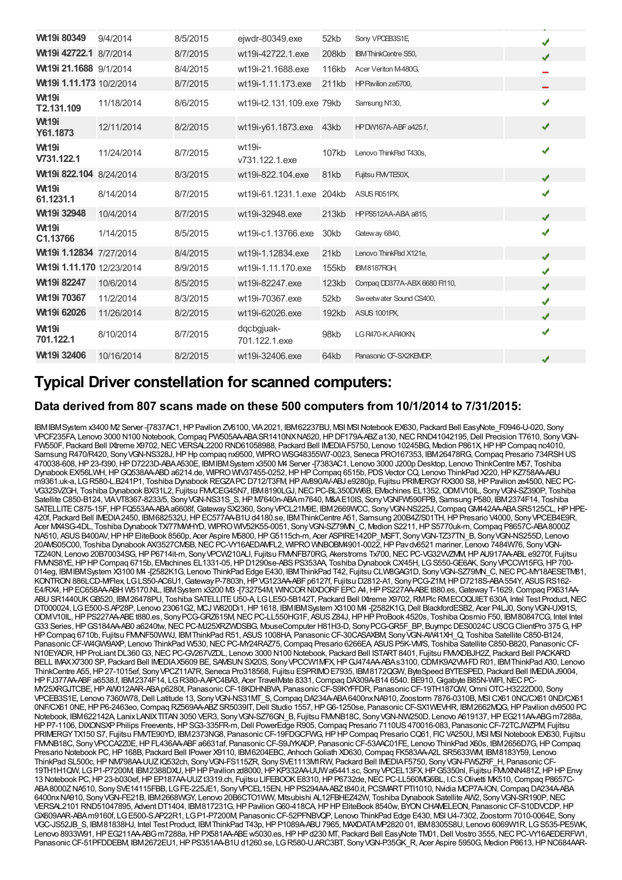| | | | | | | |
|---|---|---|---|---|---|---|
| **Wt19i 80349** | 9/4/2014 | 8/5/2015 | ejwdr-80349.exe | 52kb | Sony VPCEB3S1E, | ✔ |
| **Wt19i 42722.1** | 8/7/2014 | 8/7/2015 | wt19i-42722.1.exe | 208kb | IBM ThinkCentre S50, | ✔ |
| **Wt19i 21.1688** | 9/1/2014 | 8/4/2015 | wt19i-21.1688.exe | 116kb | Acer Veriton M480G, | – |
| **Wt19i 1.11.173** | 10/2/2014 | 8/7/2015 | wt19i-1.11.173.exe | 211kb | HP Pavilion ze5700, | – |
| **Wt19i T2.131.109** | 11/18/2014 | 8/6/2015 | wt19i-t2.131.109.exe | 79kb | Samsung N130, | ✔ |
| **Wt19i Y61.1873** | 12/11/2014 | 8/2/2015 | wt19i-y61.1873.exe | 43kb | HP DW167A-ABF a425.f, | ✔ |
| **Wt19i V731.122.1** | 11/24/2014 | 8/7/2015 | wt19i-v731.122.1.exe | 107kb | Lenovo ThinkPad T430s, | ✔ |
| **Wt19i 822.104** | 8/24/2014 | 8/3/2015 | wt19i-822.104.exe | 81kb | Fujitsu FM/TE50X, | ✔ |
| **Wt19i 61.1231.1** | 8/14/2014 | 8/7/2015 | wt19i-61.1231.1.exe | 204kb | ASUS R051PX, | ✔ |
| **Wt19i 32948** | 10/4/2014 | 8/7/2015 | wt19i-32948.exe | 213kb | HP PS512AA-ABA a815, | ✔ |
| **Wt19i C1.13766** | 1/14/2015 | 8/5/2015 | wt19i-c1.13766.exe | 30kb | Gateway 6840, | ✔ |
| **Wt19i 1.12834** | 7/27/2014 | 8/4/2015 | wt19i-1.12834.exe | 21kb | Lenovo ThinkPad X121e, | ✔ |
| **Wt19i 1.11.170** | 12/23/2014 | 8/9/2015 | wt19i-1.11.170.exe | 155kb | IBM 8187RGH, | ✔ |
| **Wt19i 82247** | 10/6/2014 | 8/5/2015 | wt19i-82247.exe | 123kb | Compaq DD377A-ABX 6680 FI110, | ✔ |
| **Wt19i 70367** | 11/2/2014 | 8/3/2015 | wt19i-70367.exe | 52kb | Sweetwater Sound CS400, | ✔ |
| **Wt19i 62026** | 11/26/2014 | 8/2/2015 | wt19i-62026.exe | 192kb | ASUS 1001PX, | ✔ |
| **Wt19i 701.122.1** | 8/10/2014 | 8/7/2015 | dqcbgjuak-701.122.1.exe | 98kb | LG R470-K.AR40KN, | ✔ |
| **Wt19i 32406** | 10/16/2014 | 8/2/2015 | wt19i-32406.exe | 64kb | Panasonic CF-SX2KEMDP, | ✔ |

## Typical Driver constellation for scanned computers:

### Data derived from 807 scans made on these 500 computers from 10/1/2014 to 7/31/2015:

IBM IBM System x3400 M2 Server -[7837AC1, HP Pavilion ZV6100, VIA 2021, IBM 62237BU, MSI MSI Notebook EX630, Packard Bell EasyNote_F0946-U-020, Sony VPCF235FA, Lenovo 3000 N100 Notebook, Compaq PW505AA-ABA SR1410NX NA520, HP DF179A-ABZ a130, NEC RND41042195, Dell Precision T7610, Sony VGN-FW550F, Packard Bell IXtreme X9702, NEC VERSAL2200 RND61058988, Packard Bell IMEDIA F5750, Lenovo 10245BG, Medion P861X, HP HP Compaq nc4010, Samsung R470/R420, Sony VGN-NS328J, HP Hp compaq nx9500, WIPRO WSG48355W7-0023, Seneca PRO167353, IBM 26478RG, Compaq Presario 734RSH US 470038-608, HP 23-f390, HP D7223D-ABA A530E, IBM IBM System x3500 M4 Server -[7383AC1, Lenovo 3000 J200p Desktop, Lenovo ThinkCentre M57, Toshiba Dynabook EX/56LWH, HP GQ538AA-ABD a6214.de, WIPRO WIV37455-0252, HP HP Compaq 6515b, PDS Vector CQ, Lenovo ThinkPad X220, HP KZ758AA-ABU m9361.uk-a, LG R580-L.B241P1, Toshiba Dynabook REGZA PC D712/T3FM, HP AV890AV-ABJ e9280jp, Fujitsu PRIMERGY RX300 S8, HP Pavilion ze4500, NEC PC-VG32SVZGH, Toshiba Dynabook BX/31L2, Fujitsu FMVCEG45N7, IBM 8190LGJ, NEC PC-BL350DW6B, EMachines EL1352, ODM V10IL, Sony VGN-SZ390P, Toshiba Satellite C850-B124, VIA VT8367-8233/5, Sony VGN-NS31S_S, HP M7640n-ABA m7640, M&A E10IS, Sony VGNFW590FPB, Samsung P580, IBM 2374F14, Toshiba SATELLITE C875-15F, HP FQ553AA-ABA a6608f, Gateway SX2360, Sony VPCL21M9E, IBM 2669WCC, Sony VGN-NS225J, Compaq GM442AA-ABA SR5125CL, HP HPE-420f, Packard Bell IMEDIA 2450, IBM 682532U, HP EC577AA-B1U d4180.se, IBM ThinkCentre A51, Samsung 200B4Z/S01TH, HP Presario V4000, Sony VPCEB4E9R, Acer MX4SG-4DL, Toshiba Dynabook TX/77MWHYD, WIPRO WIV52K55-0051, Sony VGN-SZ79MN_C, Medion S2211, HP S5770uk-m, Compaq P8657C-ABA 8000Z NA510, ASUS B400AV, HP HP EliteBook 8560p, Acer Aspire M5800, HP G5115ch-m, Acer ASPIRE1420P_MSFT, Sony VGN-TZ37TN_B, Sony VGN-NS255D, Lenovo 20AMS05C00, Toshiba Dynabook AX/3527CMSB, NEC PC-VY16AEDAMFL2, WIPRO WNBOBM4901-0022, HP Pav dv6521 mariner, Lenovo 7484W76, Sony VGN-TZ240N, Lenovo 20B70034SG, HP P6714it-m, Sony VPCW210ALI, Fujitsu FMVNFB70RG, Akerstroms Tx700, NEC PC-VG32VVZMM, HP AU917AA-ABL e9270f, Fujitsu FMVNS8YE, HP HP Compaq 6715b, EMachines EL1331-05, HP D1290se-ABS PS353AA, Toshiba Dynabook CX45H, LG S550-GE6AK, Sony VPCCW15FG, HP 700-014eg, IBM IBM System X3100 M4 -[2582K1G, Lenovo ThinkPad Edge E430, IBM ThinkPad T42, Fujitsu CLW8GAG1D, Sony VGN-SZ79MN_C, NEC PC-MY18AESETM81, KONTRON 886LCD-M/Flex, LG LS50-AC6U1, Gateway P-7803h, HP VG123AA-ABF p6127f, Fujitsu D2812-A1, Sony PCG-Z1M, HP D7218S-ABA 554Y, ASUS RS162-E4/RX4, HP EC658AA-ABH W5170.NL, IBM System x3200 M3 -[732754M, WINCOR NIXDORF EPC A4, HP PS227AA-ABE t880.es, Gateway T-1629, Compaq PX631AA-ABU SR1440UK GB520, IBM 26478PU, Toshiba SATELLITE U50-A, LG LE50-5B142T, Packard Bell IXtreme X9702, RM Plc RM ECOQUIET 630A, Intel Test Product, NEC DT000024, LG E500-S.AP28P, Lenovo 23061G2, MCJ W820Di1, HP 1618, IBM IBM System X3100 M4 -[2582K1G, Dell BlackfordESB2, Acer P4LJ0, Sony VGN-UX91S, ODM V10IL, HP PS227AA-ABE t880.es, Sony PCG-GRZ615M, NEC PC-LL550HG1F, ASUS Z84J, HP HP ProBook 4520s, Toshiba Qosmio F50, IBM 80847CG, Intel Intel G33 Series, HP GS184AA-AB0 a6240tw, NEC PC-MJ25XRZWDSBG, MouseComputer H81H3-D, Sony PCG-GR5F_BP, Buympc DES0024C USCG ClientPro 375 G, HP HP Compaq 6710b, Fujitsu FMVNF50WWJ, IBM ThinkPad R51, ASUS 1008HA, Panasonic CF-30CASAXBM, Sony VGN-AW41XH_Q, Toshiba Satellite C850-B124, Panasonic CF-W4GW9AXP, Lenovo ThinkPad W530, NEC PC-MY24RAZ75, Compaq Presario 6266EA, ASUS P5K-VM/S, Toshiba Satellite C850-B820, Panasonic CF-N10EYADR, HP ProLiant DL360 G3, NEC PC-GV267VZDL, Lenovo 3000 N100 Notebook, Packard Bell ISTART 8401, Fujitsu FMVXDBJH2Z, Packard Bell PACKARD BELL IMAX X7300 SP, Packard Bell IMEDIA X5609 BE, SAMSUN SX20S, Sony VPCCW1MFX, HP GJ474AA-ABA s3100, CDM K9A2VM-FD R01, IBM ThinkPad A30, Lenovo ThinkCentre A55, HP 27-1015ef, Sony VPCZ11A7R, Seneca Pro318568, Fujitsu ESPRIMO E7935, IBM 8172QGW, ByteSpeed BYTESPED, Packard Bell IMEDIA J9004, HP FJ377AA-ABF a6538.f, IBM 2374F14, LG R380-A.APC4BA3, Acer TravelMate 8331, Compaq DA309A-B14 6540. BE910, Gigabyte B85N-WIFI, NEC PC-MY25XRGJTCBE, HP AW012AAR-ABA p6280t, Panasonic CF-18KDHNBVA, Panasonic CF-S9KYFFDR, Panasonic CF-19TH187QW, Omni OTC-H3222D00, Sony VPCEB3S1E, Lenovo 7360W78, Dell Latitude 13, Sony VGN-NS31MT_S, Compaq DA234A-ABA 6400nx NA910, Zoostorm 7876-0310B, MSI CX61 0NC/CX61 0ND/CX61 0NF/CX61 0NE, HP P6-2463eo, Compaq RZ569AA-ABZ SR5039IT, Dell Studio 1557, HP G6-1250se, Panasonic CF-SX1WEVHR, IBM 2662MQG, HP Pavilion dv9500 PC Notebook, IBM 622142A, Lanix LANIX TITAN 3050 VER3, Sony VGN-SZ76GN_B, Fujitsu FMVNB18C, Sony VGN-NW250D, Lenovo A619137, HP EG211AA-ABG m7288a, HP P7-1106, DIXONSXP Philips Freevents, HP SG3-335FR-m, Dell PowerEdge R905, Compaq Presario 7110US 470016-083, Panasonic CF-72TCJWZPM, Fujitsu PRIMERGY TX150 S7, Fujitsu FMVTE90YD, IBM 2373NG8, Panasonic CF-19FDGCFWG, HP HP Compaq Presario CQ61, FIC VA250U, MSI MSI Notebook EX630, Fujitsu FMVNB18C, Sony VPCCA2Z0E, HP FL436AA-ABF a6631af, Panasonic CF-S9JYKADP, Panasonic CF-53AAC01FE, Lenovo ThinkPad X60s, IBM 2656D7G, HP Compaq Presario Notebook PC, HP 168B, Packard Bell IPower X9110, IBM 6204EBC, Anhoch Goliath XD630, Compaq FK583AA-A2L SR5633WM, IBM 8183Y59, Lenovo ThinkPad SL500c, HP NM798AA-UUZ IQ532ch, Sony VGN-FS115ZR, Sony SVE1113M1RW, Packard Bell IMEDIA F5750, Sony VGN-FW5ZRF_H, Panasonic CF-19TH1H1QW, LG P1-P7200M, IBM 2388DXU, HP HP Pavilion zd8000, HP KP332AA-UUW a6441.sc, Sony VPCEL13FX, HP G5350nl, Fujitsu FMVXNN481Z, HP HP Envy 13 Notebook PC, HP 23-b030ef, HP EP187AA-UUZ t3319.ch, Fujitsu LIFEBOOK E8310, HP P6732de, NEC PC-LL560MG6BL, I.C.S Olivetti MK510, Compaq P8657C-ABA 8000Z NA510, Sony SVE14115FBB, LG FE-225JE1, Sony VPCEL15EN, HP PS294AA-ABZ t840.it, PCSMART PTI1010, Nvidia MCP7A-ION, Compaq DA234A-ABA 6400nx NA910, Sony VGN-FE21B, IBM 2668WGY, Lenovo 20B6CTO1WW, Mitsubishi AL12FBHEZ42W, Toshiba Dynabook Satellite AW2, Sony VGN-SR190P, NEC VERSAL2101 RND51047895, Advent DT1404, IBM 817231G, HP Pavilion G60-418CA, HP HP EliteBook 8540w, BYON CHAMELEON, Panasonic CF-S10DVCDP, HP GX609AAR-ABA m9160f, LG E500-S.AP22R1, LG P1-P7200M, Panasonic CF-52PFNBVQP, Lenovo ThinkPad Edge E430, MSI U4-7302, Zoostorm 7010-0064E, Sony VGC-JS52JB_S, IBM 81838HJ, Intel Test Product, HP ThinkPad T43p, HP P1089A-ABU 7965, MAXDATA MP2820 01, IBM 8305S8U, Lenovo 6069W1R, LG S535-PE5WK, Lenovo 8933W91, HP EG211AA-ABG m7288a, HP PX581AA-ABE w5030.es, HP HP d230 MT, Packard Bell EasyNote TM01, Dell Vostro 3555, NEC PC-VY16AEDERFW1, Panasonic CF-51PFDDEBM, IBM 2672EU1, HP PS351AA-B1U d1260.se, LG R580-U.ARC3BT, Sony VGN-P35GK_R, Acer Aspire 5950G, Medion P8613, HP NC684AAR-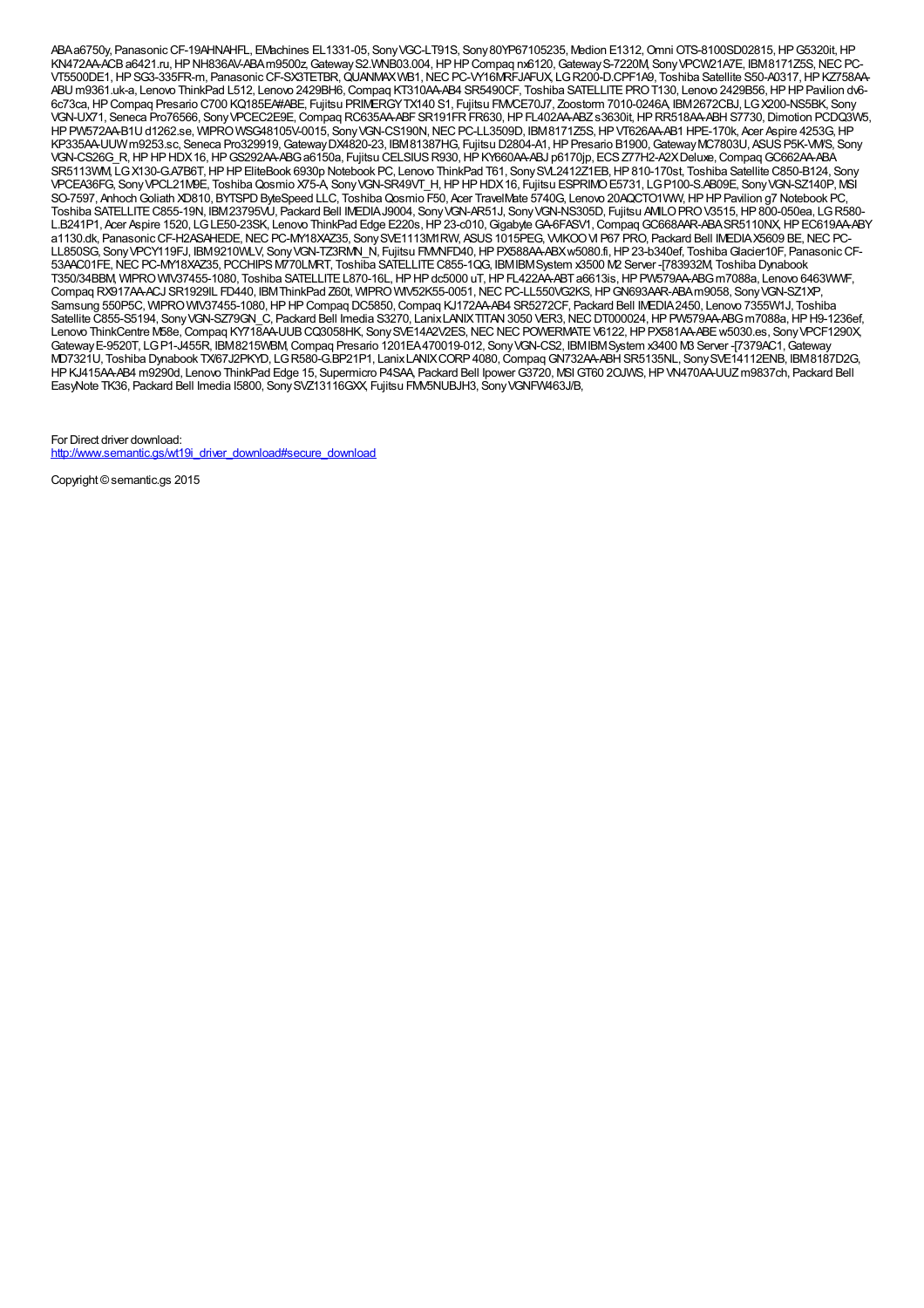ABA a6750y, Panasonic CF-19AHNAHFL, EMachines EL1331-05, Sony VGC-LT91S, Sony 80YP67105235, Medion E1312, Omni OTS-8100SD02815, HP G5320it, HP KN472AA-ACB a6421.ru, HP NH836AV-ABA m9500z, Gateway S2.WNB03.004, HP HP Compaq nx6120, Gateway S-7220M, Sony VPCW21A7E, IBM 8171Z5S, NEC PC-VT5500DE1, HP SG3-335FR-m, Panasonic CF-SX3TETBR, QUANMAX WB1, NEC PC-VY16MRFJAFUX, LG R200-D.CPF1A9, Toshiba Satellite S50-A0317, HP KZ758AA-ABU m9361.uk-a, Lenovo ThinkPad L512, Lenovo 2429BH6, Compaq KT310AA-AB4 SR5490CF, Toshiba SATELLITE PRO T130, Lenovo 2429B56, HP HP Pavilion dv6-6c73ca, HP Compaq Presario C700 KQ185EA#ABE, Fujitsu PRIMERGY TX140 S1, Fujitsu FMVCE70J7, Zoostorm 7010-0246A, IBM 2672CBJ, LG X200-NS5BK, Sony VGN-UX71, Seneca Pro76566, Sony VPCEC2E9E, Compaq RC635AA-ABF SR191FR FR630, HP FL402AA-ABZ s3630it, HP RR518AA-ABH S7730, Dimotion PCDQ3W5, HP PW572AA-B1U d1262.se, WIPRO WSG48105V-0015, Sony VGN-CS190N, NEC PC-LL3509D, IBM 8171Z5S, HP VT626AA-AB1 HPE-170k, Acer Aspire 4253G, HP KP335AA-UUW m9253.sc, Seneca Pro329919, Gateway DX4820-23, IBM 81387HG, Fujitsu D2804-A1, HP Presario B1900, Gateway MC7803U, ASUS P5K-VM/S, Sony VGN-CS26G_R, HP HP HDX 16, HP GS292AA-ABG a6150a, Fujitsu CELSIUS R930, HP KY660AA-ABJ p6170jp, ECS Z77H2-A2X Deluxe, Compaq GC662AA-ABA SR5113WM, LG X130-G.A7B6T, HP HP EliteBook 6930p Notebook PC, Lenovo ThinkPad T61, Sony SVL2412Z1EB, HP 810-170st, Toshiba Satellite C850-B124, Sony VPCEA36FG, Sony VPCL21M9E, Toshiba Qosmio X75-A, Sony VGN-SR49VT_H, HP HP HDX 16, Fujitsu ESPRIMO E5731, LG P100-S.AB09E, Sony VGN-SZ140P, MSI SO-7597, Anhoch Goliath XD810, BYTSPD ByteSpeed LLC, Toshiba Qosmio F50, Acer TravelMate 5740G, Lenovo 20AQCTO1WW, HP HP Pavilion g7 Notebook PC, Toshiba SATELLITE C855-19N, IBM 23795VU, Packard Bell IMEDIA J9004, Sony VGN-AR51J, Sony VGN-NS305D, Fujitsu AMILO PRO V3515, HP 800-050ea, LG R580-L.B241P1, Acer Aspire 1520, LG LE50-23SK, Lenovo ThinkPad Edge E220s, HP 23-c010, Gigabyte GA-6FASV1, Compaq GC668AAR-ABA SR5110NX, HP EC619AA-ABY a1130.dk, Panasonic CF-H2ASAHEDE, NEC PC-MY18XAZ35, Sony SVE1113M1RW, ASUS 1015PEG, VVIKOO VI P67 PRO, Packard Bell IMEDIA X5609 BE, NEC PC-LL850SG, Sony VPCY119FJ, IBM 9210WLV, Sony VGN-TZ3RMN_N, Fujitsu FMVNFD40, HP PX588AA-ABX w5080.fi, HP 23-b340ef, Toshiba Glacier10F, Panasonic CF-53AAC01FE, NEC PC-MY18XAZ35, PCCHIPS M770LMRT, Toshiba SATELLITE C855-1QG, IBM IBM System x3500 M2 Server -[783932M, Toshiba Dynabook T350/34BBM, WIPRO WIV37455-1080, Toshiba SATELLITE L870-16L, HP HP dc5000 uT, HP FL422AA-ABT a6613is, HP PW579AA-ABG m7088a, Lenovo 6463WWF, Compaq RX917AA-ACJ SR1929IL FD440, IBM ThinkPad Z60t, WIPRO WIV52K55-0051, NEC PC-LL550VG2KS, HP GN693AAR-ABA m9058, Sony VGN-SZ1XP, Samsung 550P5C, WIPRO WIV37455-1080, HP HP Compaq DC5850, Compaq KJ172AA-AB4 SR5272CF, Packard Bell IMEDIA 2450, Lenovo 7355W1J, Toshiba Satellite C855-S5194, Sony VGN-SZ79GN_C, Packard Bell Imedia S3270, Lanix LANIX TITAN 3050 VER3, NEC DT000024, HP PW579AA-ABG m7088a, HP H9-1236ef, Lenovo ThinkCentre M58e, Compaq KY718AA-UUB CQ3058HK, Sony SVE14A2V2ES, NEC NEC POWERMATE V6122, HP PX581AA-ABE w5030.es, Sony VPCF1290X, Gateway E-9520T, LG P1-J455R, IBM 8215WBM, Compaq Presario 1201EA 470019-012, Sony VGN-CS2, IBM IBM System x3400 M3 Server -[7379AC1, Gateway MD7321U, Toshiba Dynabook TX/67J2PKYD, LG R580-G.BP21P1, Lanix LANIX CORP 4080, Compaq GN732AA-ABH SR5135NL, Sony SVE14112ENB, IBM 8187D2G, HP KJ415AA-AB4 m9290d, Lenovo ThinkPad Edge 15, Supermicro P4SAA, Packard Bell Ipower G3720, MSI GT60 2OJWS, HP VN470AA-UUZ m9837ch, Packard Bell EasyNote TK36, Packard Bell Imedia I5800, Sony SVZ13116GXX, Fujitsu FMV5NUBJH3, Sony VGNFW463J/B,

For Direct driver download:
http://www.semantic.gs/wt19i_driver_download#secure_download

Copyright © semantic.gs 2015